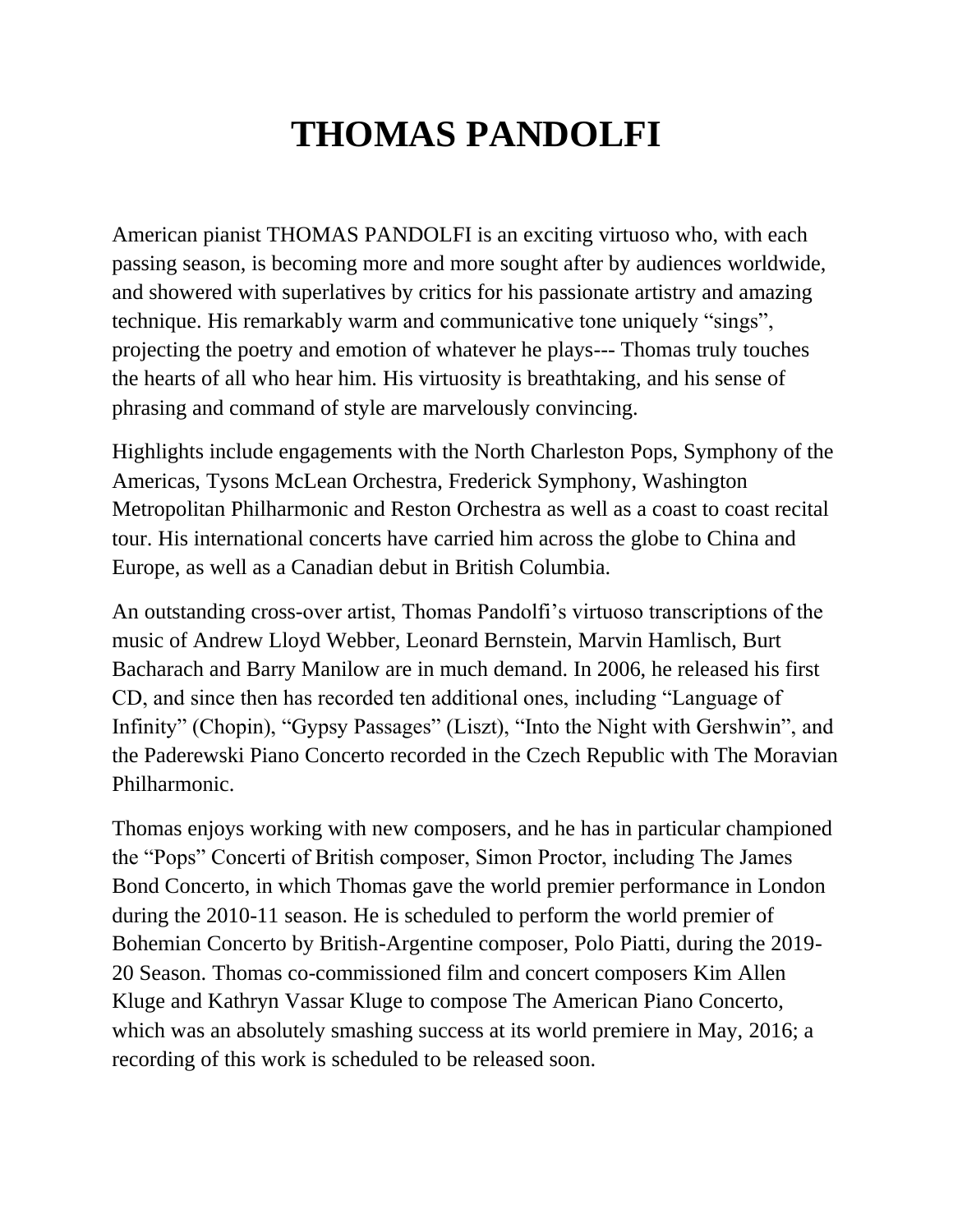# THOMAS PANDOLFI

American pianist THOMAS PANDOLFI is an exciting virtuoso who, with each passing season, is becoming more and more sought after by audiences worldwide, and showered with superlatives by critics for his passionate artistry and amazing technique. His remarkably warm and communicative tone uniquely "sings", projecting the poetry and emotion of whatever he plays--- Thomas truly touches the hearts of all who hear him. His virtuosity is breathtaking, and his sense of phrasing and command of style are marvelously convincing.

Highlights include engagements with the North Charleston Pops, Symphony of the Americas, Tysons McLean Orchestra, Frederick Symphony, Washington Metropolitan Philharmonic and Reston Orchestra as well as a coast to coast recital tour. His international concerts have carried him across the globe to China and Europe, as well as a Canadian debut in British Columbia.

An outstanding cross-over artist, Thomas Pandolfi's virtuoso transcriptions of the music of Andrew Lloyd Webber, Leonard Bernstein, Marvin Hamlisch, Burt Bacharach and Barry Manilow are in much demand. In 2006, he released his first CD, and since then has recorded ten additional ones, including "Language of Infinity" (Chopin), "Gypsy Passages" (Liszt), "Into the Night with Gershwin", and the Paderewski Piano Concerto recorded in the Czech Republic with The Moravian Philharmonic.

Thomas enjoys working with new composers, and he has in particular championed the "Pops" Concerti of British composer, Simon Proctor, including The James Bond Concerto, in which Thomas gave the world premier performance in London during the 2010-11 season. He is scheduled to perform the world premier of Bohemian Concerto by British-Argentine composer, Polo Piatti, during the 2019-20 Season. Thomas co-commissioned film and concert composers Kim Allen Kluge and Kathryn Vassar Kluge to compose The American Piano Concerto, which was an absolutely smashing success at its world premiere in May, 2016; a recording of this work is scheduled to be released soon.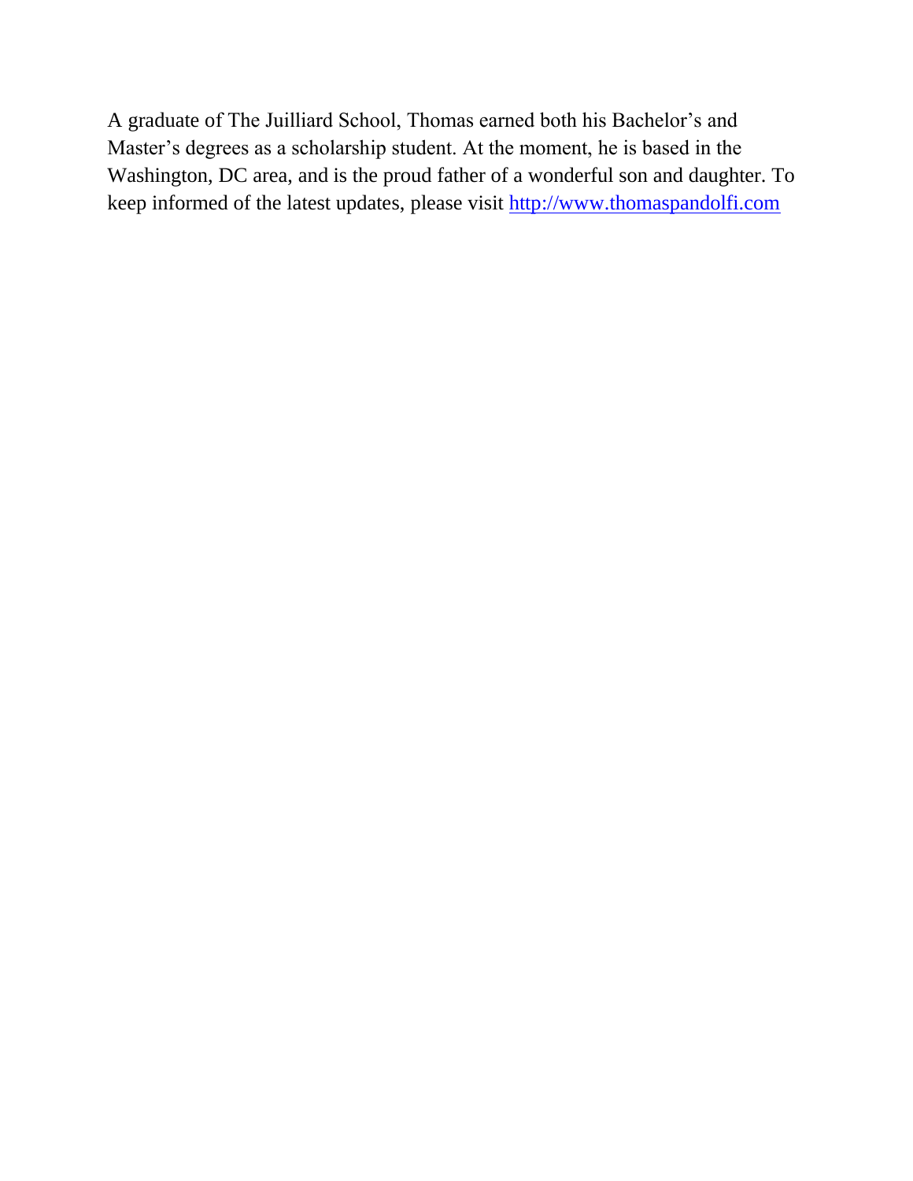A graduate of The Juilliard School, Thomas earned both his Bachelor's and Master's degrees as a scholarship student. At the moment, he is based in the Washington, DC area, and is the proud father of a wonderful son and daughter. To keep informed of the latest updates, please visit [http://www.thomaspandolfi.com](http://www.thomaspandolfi.com)